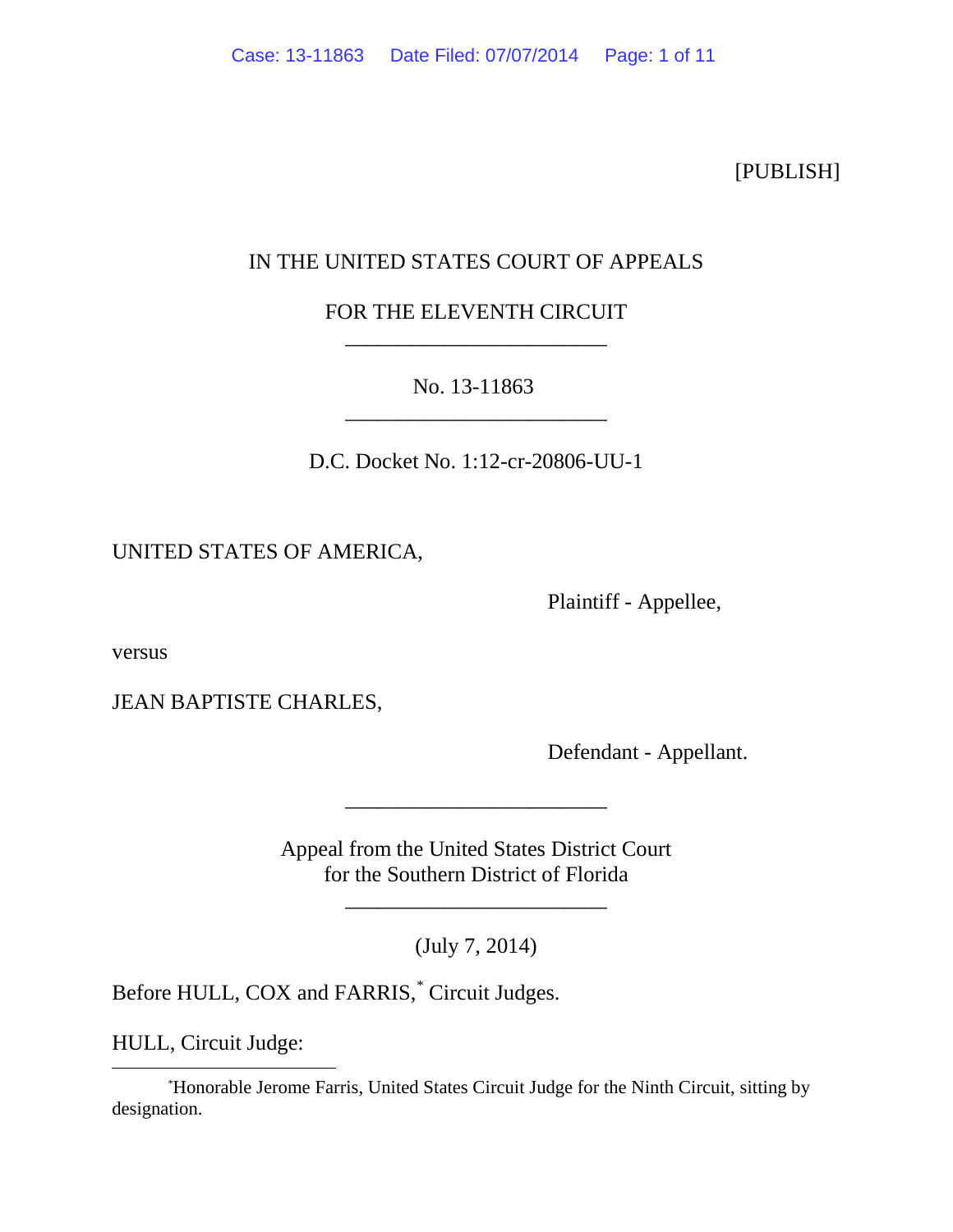[PUBLISH]

IN THE UNITED STATES COURT OF APPEALS

FOR THE ELEVENTH CIRCUIT

---

No. 13-11863

---

D.C. Docket No. 1:12-cr-20806-UU-1

UNITED STATES OF AMERICA,

Plaintiff - Appellee,

versus

JEAN BAPTISTE CHARLES,

Defendant - Appellant.

---

Appeal from the United States District Court
for the Southern District of Florida

---

(July 7, 2014)

Before HULL, COX and FARRIS,* Circuit Judges.

HULL, Circuit Judge:

---

*Honorable Jerome Farris, United States Circuit Judge for the Ninth Circuit, sitting by designation.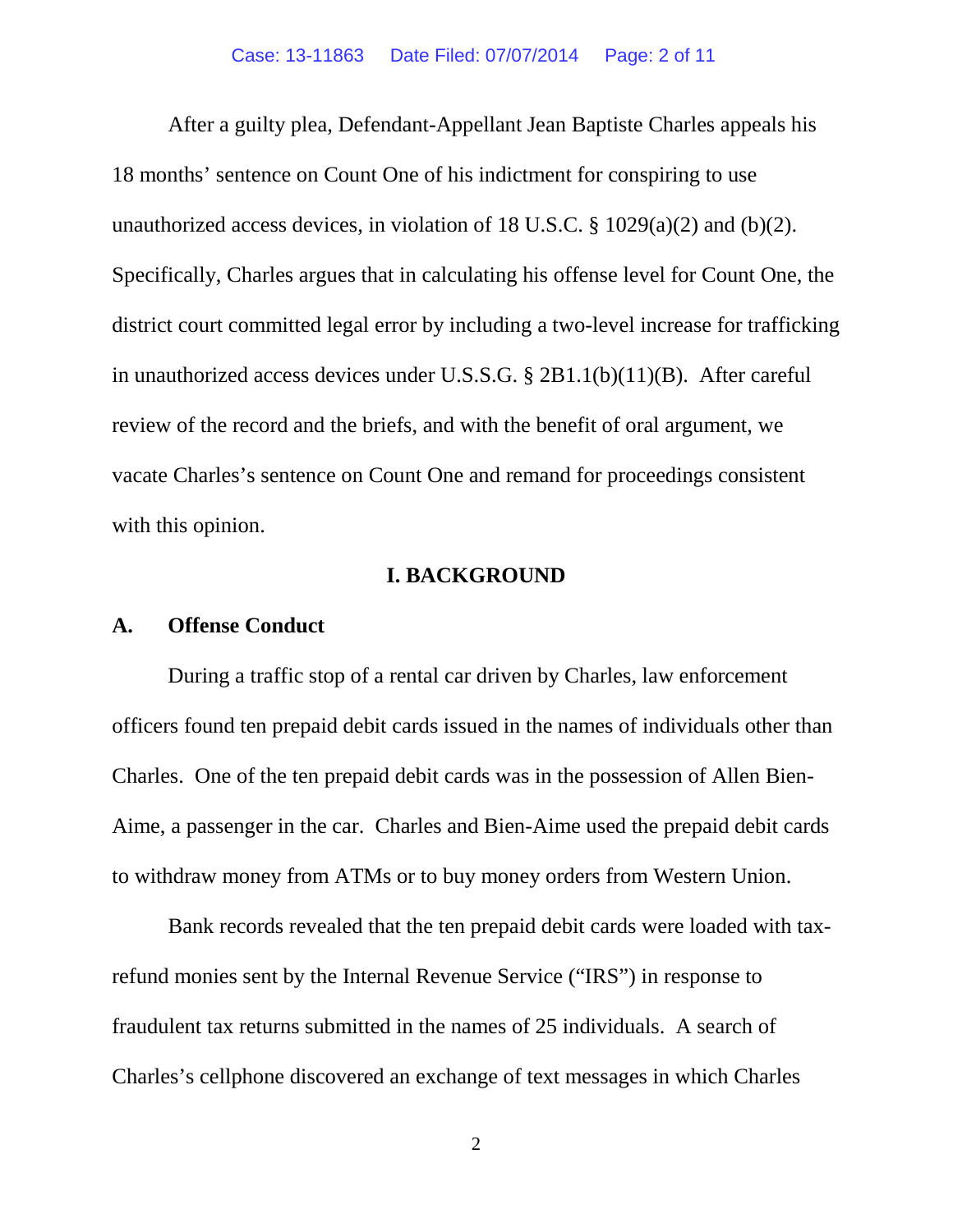After a guilty plea, Defendant-Appellant Jean Baptiste Charles appeals his 18 months' sentence on Count One of his indictment for conspiring to use unauthorized access devices, in violation of 18 U.S.C. § 1029(a)(2) and (b)(2). Specifically, Charles argues that in calculating his offense level for Count One, the district court committed legal error by including a two-level increase for trafficking in unauthorized access devices under U.S.S.G. § 2B1.1(b)(11)(B). After careful review of the record and the briefs, and with the benefit of oral argument, we vacate Charles's sentence on Count One and remand for proceedings consistent with this opinion.

## I. BACKGROUND

### A. Offense Conduct

During a traffic stop of a rental car driven by Charles, law enforcement officers found ten prepaid debit cards issued in the names of individuals other than Charles. One of the ten prepaid debit cards was in the possession of Allen Bien-Aime, a passenger in the car. Charles and Bien-Aime used the prepaid debit cards to withdraw money from ATMs or to buy money orders from Western Union.

Bank records revealed that the ten prepaid debit cards were loaded with tax-refund monies sent by the Internal Revenue Service ("IRS") in response to fraudulent tax returns submitted in the names of 25 individuals. A search of Charles's cellphone discovered an exchange of text messages in which Charles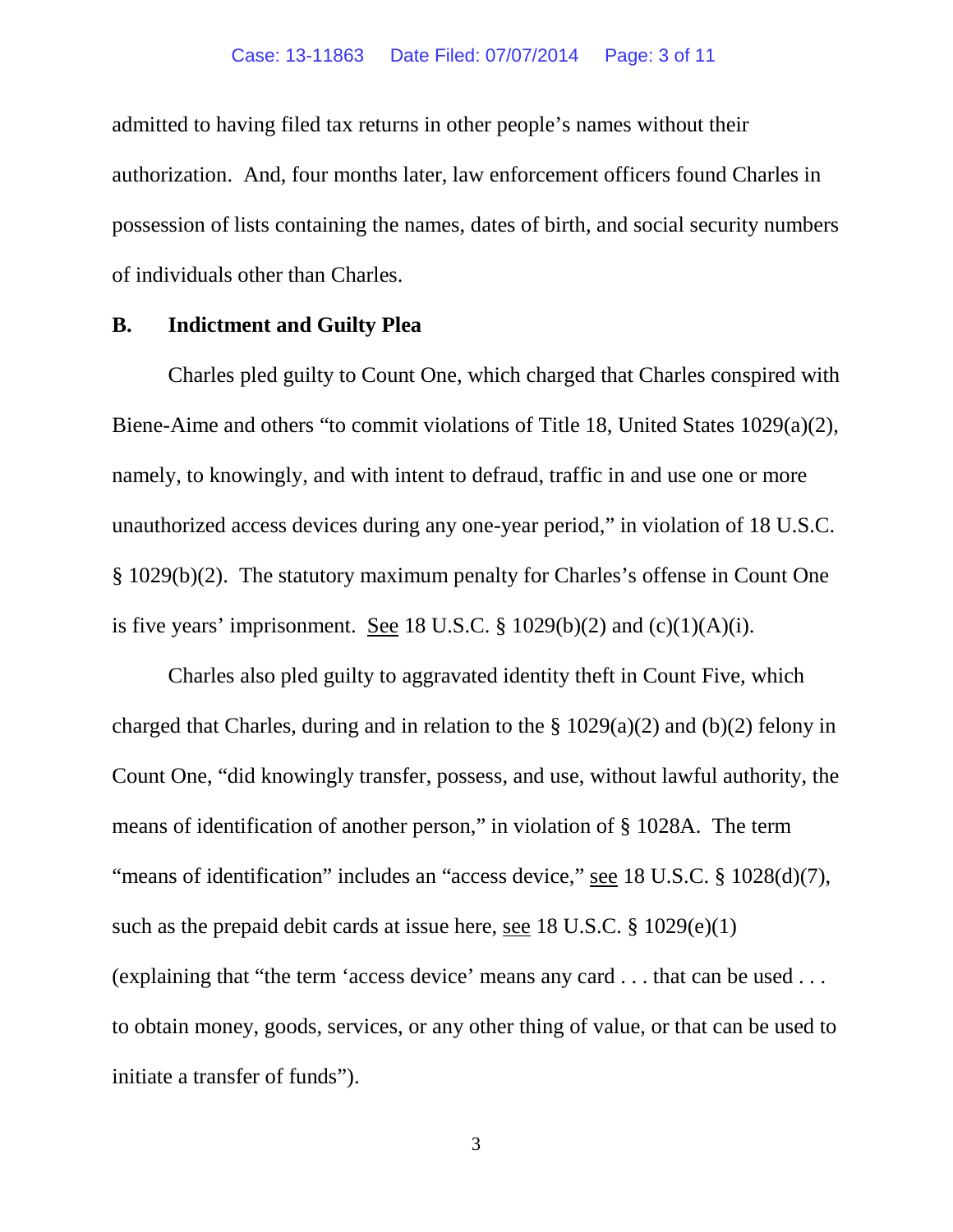admitted to having filed tax returns in other people's names without their authorization. And, four months later, law enforcement officers found Charles in possession of lists containing the names, dates of birth, and social security numbers of individuals other than Charles.

## B. Indictment and Guilty Plea

Charles pled guilty to Count One, which charged that Charles conspired with Biene-Aime and others "to commit violations of Title 18, United States 1029(a)(2), namely, to knowingly, and with intent to defraud, traffic in and use one or more unauthorized access devices during any one-year period," in violation of 18 U.S.C. § 1029(b)(2). The statutory maximum penalty for Charles's offense in Count One is five years' imprisonment. See 18 U.S.C. § 1029(b)(2) and (c)(1)(A)(i).

Charles also pled guilty to aggravated identity theft in Count Five, which charged that Charles, during and in relation to the § 1029(a)(2) and (b)(2) felony in Count One, "did knowingly transfer, possess, and use, without lawful authority, the means of identification of another person," in violation of § 1028A. The term "means of identification" includes an "access device," see 18 U.S.C. § 1028(d)(7), such as the prepaid debit cards at issue here, see 18 U.S.C. § 1029(e)(1) (explaining that "the term 'access device' means any card . . . that can be used . . . to obtain money, goods, services, or any other thing of value, or that can be used to initiate a transfer of funds").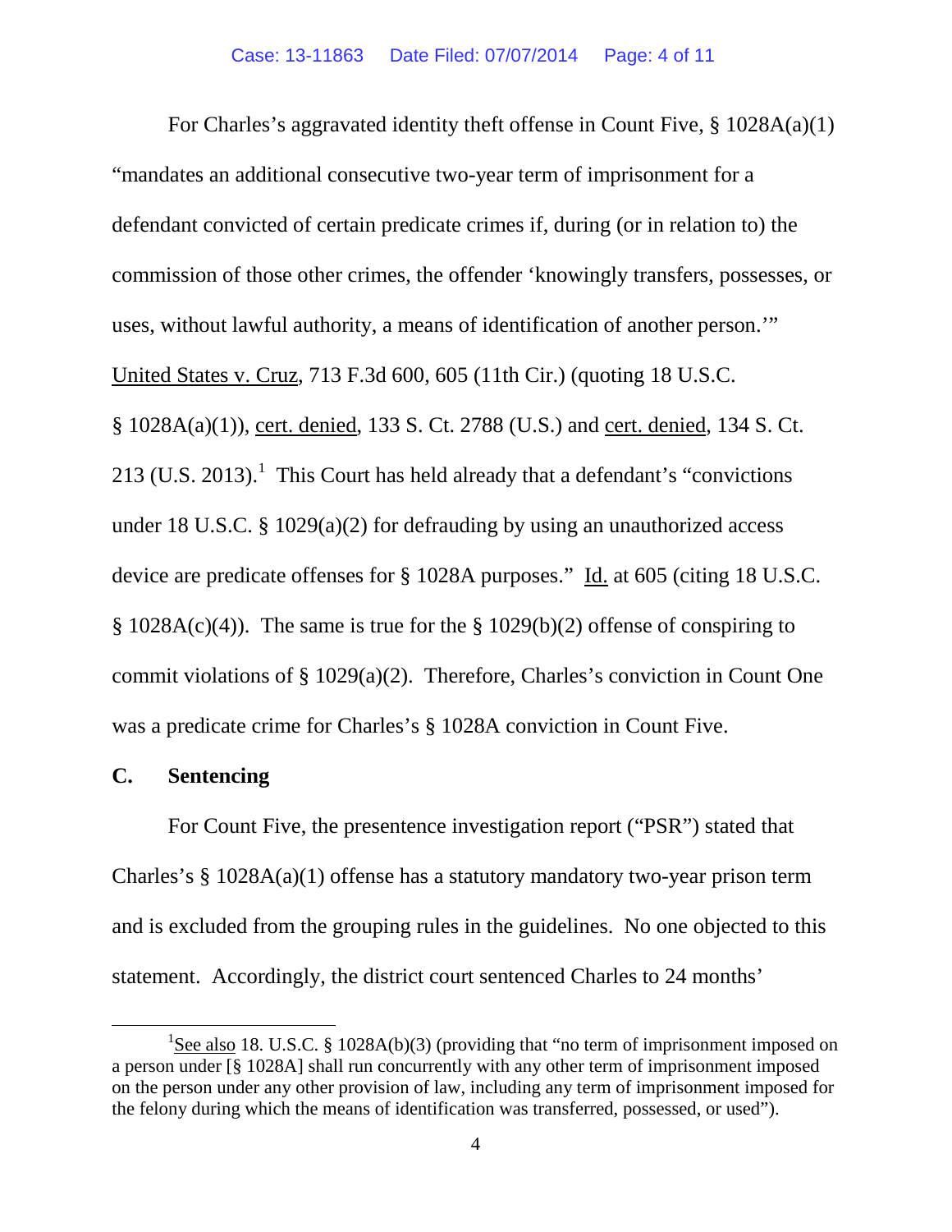For Charles's aggravated identity theft offense in Count Five, § 1028A(a)(1) "mandates an additional consecutive two-year term of imprisonment for a defendant convicted of certain predicate crimes if, during (or in relation to) the commission of those other crimes, the offender 'knowingly transfers, possesses, or uses, without lawful authority, a means of identification of another person.'" United States v. Cruz, 713 F.3d 600, 605 (11th Cir.) (quoting 18 U.S.C. § 1028A(a)(1)), cert. denied, 133 S. Ct. 2788 (U.S.) and cert. denied, 134 S. Ct. 213 (U.S. 2013).[1] This Court has held already that a defendant's "convictions under 18 U.S.C. § 1029(a)(2) for defrauding by using an unauthorized access device are predicate offenses for § 1028A purposes." Id. at 605 (citing 18 U.S.C. § 1028A(c)(4)). The same is true for the § 1029(b)(2) offense of conspiring to commit violations of § 1029(a)(2). Therefore, Charles's conviction in Count One was a predicate crime for Charles's § 1028A conviction in Count Five.

## C. Sentencing

For Count Five, the presentence investigation report ("PSR") stated that Charles's § 1028A(a)(1) offense has a statutory mandatory two-year prison term and is excluded from the grouping rules in the guidelines. No one objected to this statement. Accordingly, the district court sentenced Charles to 24 months'

---

[1] See also 18. U.S.C. § 1028A(b)(3) (providing that "no term of imprisonment imposed on a person under [§ 1028A] shall run concurrently with any other term of imprisonment imposed on the person under any other provision of law, including any term of imprisonment imposed for the felony during which the means of identification was transferred, possessed, or used").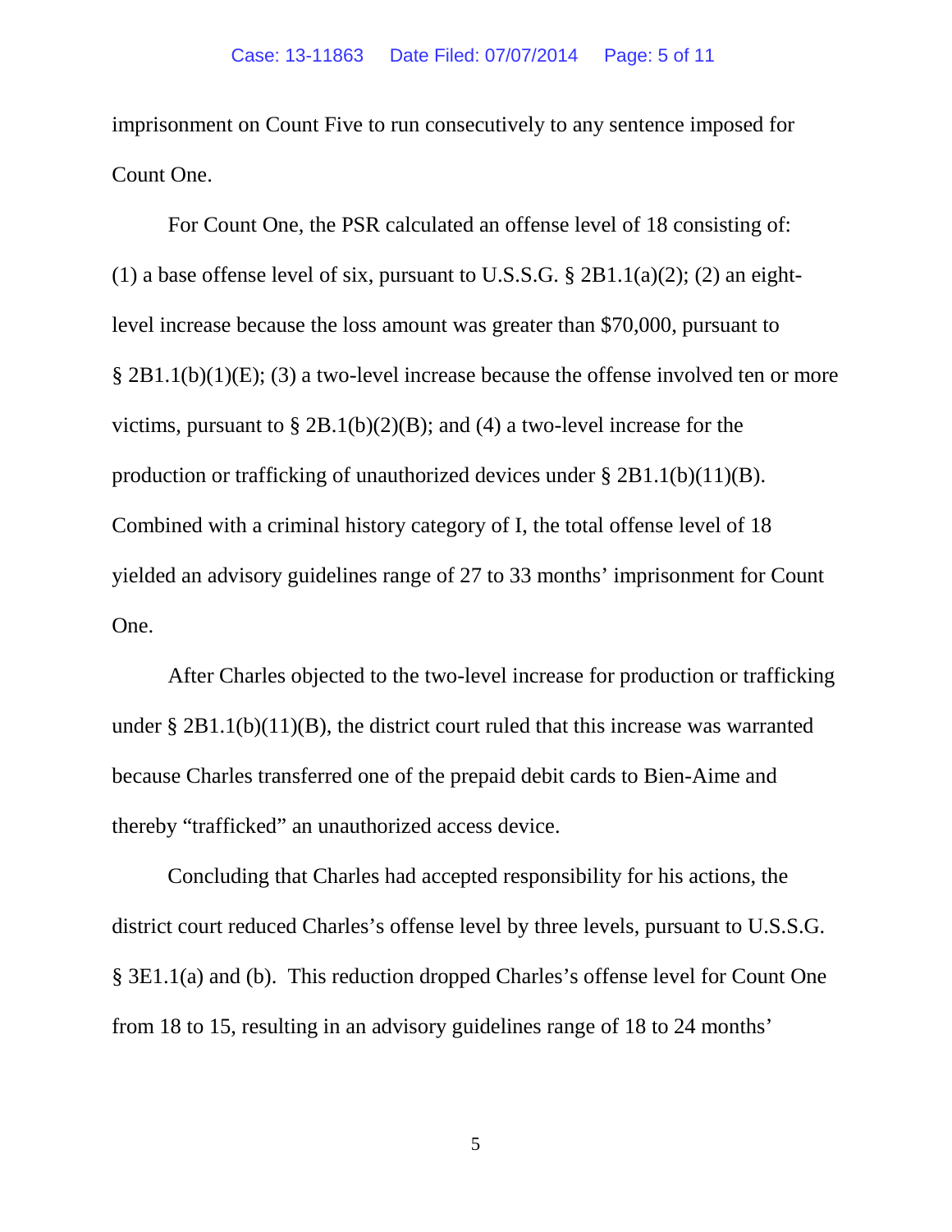imprisonment on Count Five to run consecutively to any sentence imposed for Count One.

For Count One, the PSR calculated an offense level of 18 consisting of: (1) a base offense level of six, pursuant to U.S.S.G. § 2B1.1(a)(2); (2) an eight-level increase because the loss amount was greater than $70,000, pursuant to § 2B1.1(b)(1)(E); (3) a two-level increase because the offense involved ten or more victims, pursuant to § 2B.1(b)(2)(B); and (4) a two-level increase for the production or trafficking of unauthorized devices under § 2B1.1(b)(11)(B). Combined with a criminal history category of I, the total offense level of 18 yielded an advisory guidelines range of 27 to 33 months' imprisonment for Count One.

After Charles objected to the two-level increase for production or trafficking under § 2B1.1(b)(11)(B), the district court ruled that this increase was warranted because Charles transferred one of the prepaid debit cards to Bien-Aime and thereby "trafficked" an unauthorized access device.

Concluding that Charles had accepted responsibility for his actions, the district court reduced Charles's offense level by three levels, pursuant to U.S.S.G. § 3E1.1(a) and (b). This reduction dropped Charles's offense level for Count One from 18 to 15, resulting in an advisory guidelines range of 18 to 24 months'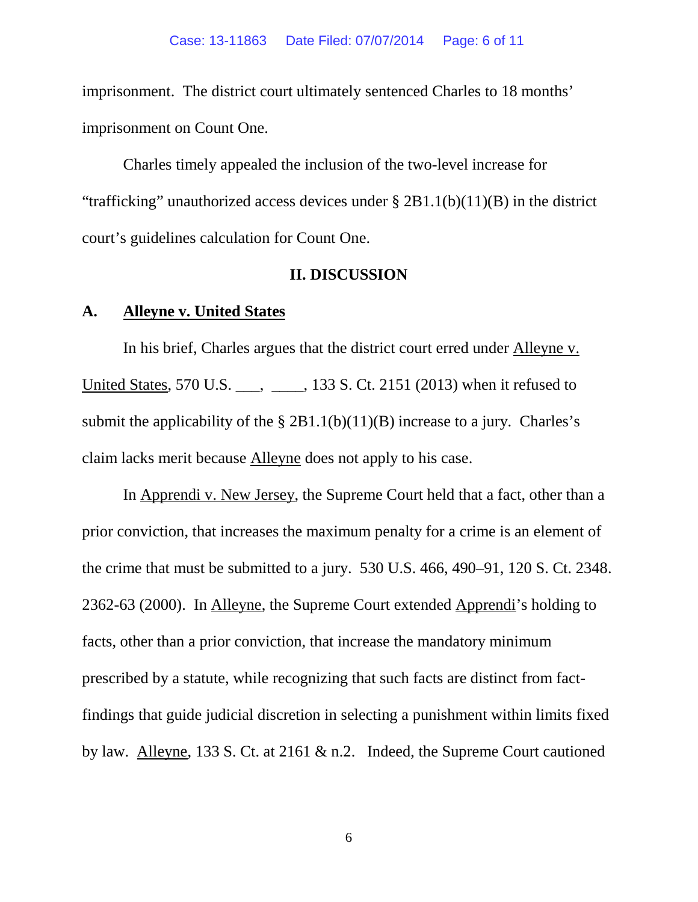imprisonment. The district court ultimately sentenced Charles to 18 months' imprisonment on Count One.

Charles timely appealed the inclusion of the two-level increase for "trafficking" unauthorized access devices under § 2B1.1(b)(11)(B) in the district court's guidelines calculation for Count One.

## II. DISCUSSION

### A. Alleyne v. United States

In his brief, Charles argues that the district court erred under Alleyne v. United States, 570 U.S. ___, ____, 133 S. Ct. 2151 (2013) when it refused to submit the applicability of the § 2B1.1(b)(11)(B) increase to a jury. Charles's claim lacks merit because Alleyne does not apply to his case.

In Apprendi v. New Jersey, the Supreme Court held that a fact, other than a prior conviction, that increases the maximum penalty for a crime is an element of the crime that must be submitted to a jury. 530 U.S. 466, 490–91, 120 S. Ct. 2348. 2362-63 (2000). In Alleyne, the Supreme Court extended Apprendi's holding to facts, other than a prior conviction, that increase the mandatory minimum prescribed by a statute, while recognizing that such facts are distinct from fact-findings that guide judicial discretion in selecting a punishment within limits fixed by law. Alleyne, 133 S. Ct. at 2161 & n.2. Indeed, the Supreme Court cautioned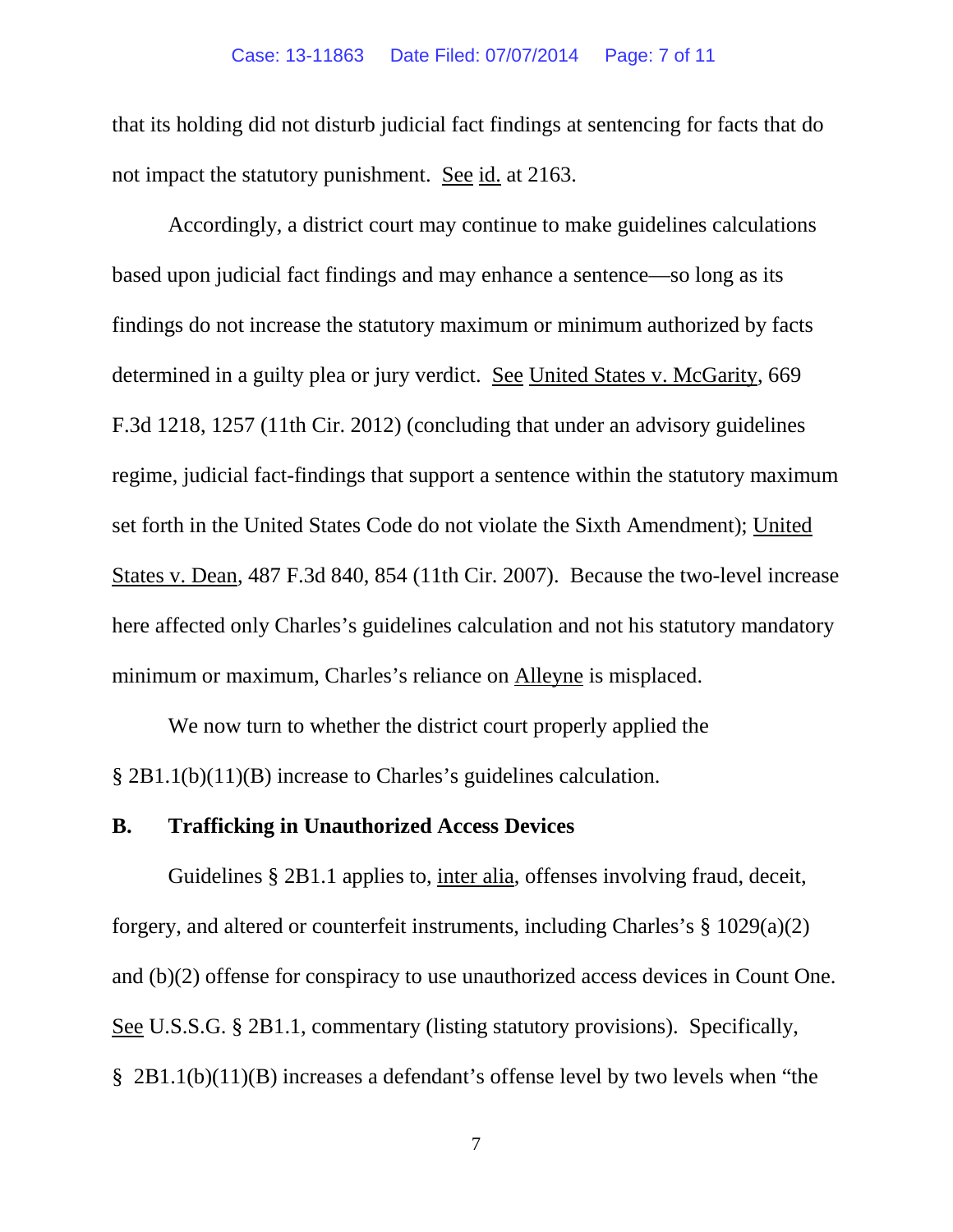that its holding did not disturb judicial fact findings at sentencing for facts that do not impact the statutory punishment. See id. at 2163.

Accordingly, a district court may continue to make guidelines calculations based upon judicial fact findings and may enhance a sentence—so long as its findings do not increase the statutory maximum or minimum authorized by facts determined in a guilty plea or jury verdict. See United States v. McGarity, 669 F.3d 1218, 1257 (11th Cir. 2012) (concluding that under an advisory guidelines regime, judicial fact-findings that support a sentence within the statutory maximum set forth in the United States Code do not violate the Sixth Amendment); United States v. Dean, 487 F.3d 840, 854 (11th Cir. 2007). Because the two-level increase here affected only Charles's guidelines calculation and not his statutory mandatory minimum or maximum, Charles's reliance on Alleyne is misplaced.

We now turn to whether the district court properly applied the § 2B1.1(b)(11)(B) increase to Charles's guidelines calculation.

### B. Trafficking in Unauthorized Access Devices

Guidelines § 2B1.1 applies to, inter alia, offenses involving fraud, deceit, forgery, and altered or counterfeit instruments, including Charles's § 1029(a)(2) and (b)(2) offense for conspiracy to use unauthorized access devices in Count One. See U.S.S.G. § 2B1.1, commentary (listing statutory provisions). Specifically, § 2B1.1(b)(11)(B) increases a defendant's offense level by two levels when "the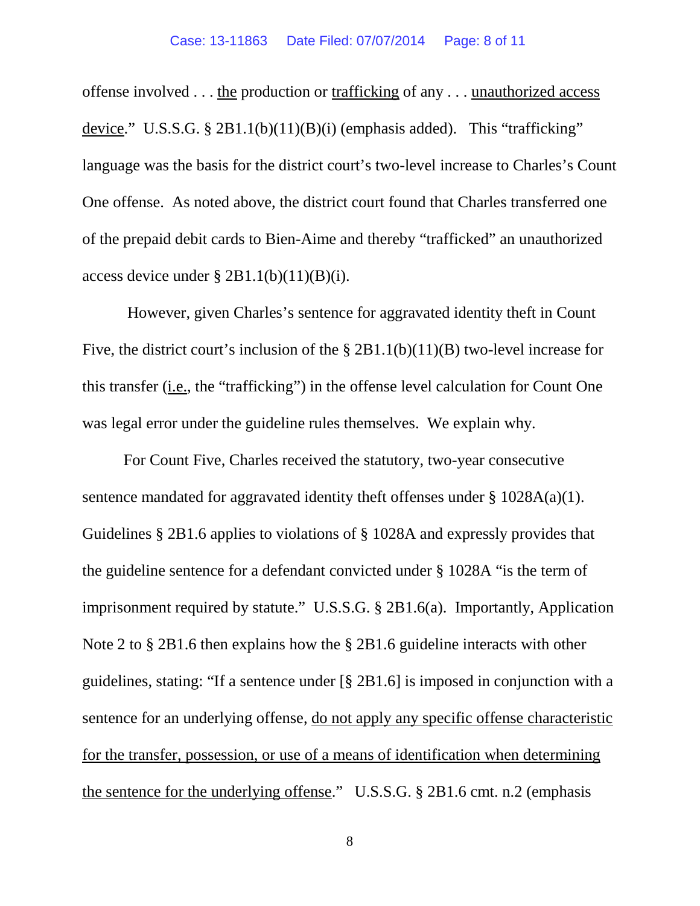offense involved . . . <u>the</u> production or <u>trafficking</u> of any . . . <u>unauthorized access device</u>." U.S.S.G. § 2B1.1(b)(11)(B)(i) (emphasis added). This "trafficking" language was the basis for the district court's two-level increase to Charles's Count One offense. As noted above, the district court found that Charles transferred one of the prepaid debit cards to Bien-Aime and thereby "trafficked" an unauthorized access device under § 2B1.1(b)(11)(B)(i).

However, given Charles's sentence for aggravated identity theft in Count Five, the district court's inclusion of the § 2B1.1(b)(11)(B) two-level increase for this transfer (<u>i.e.</u>, the "trafficking") in the offense level calculation for Count One was legal error under the guideline rules themselves. We explain why.

For Count Five, Charles received the statutory, two-year consecutive sentence mandated for aggravated identity theft offenses under § 1028A(a)(1). Guidelines § 2B1.6 applies to violations of § 1028A and expressly provides that the guideline sentence for a defendant convicted under § 1028A "is the term of imprisonment required by statute." U.S.S.G. § 2B1.6(a). Importantly, Application Note 2 to § 2B1.6 then explains how the § 2B1.6 guideline interacts with other guidelines, stating: "If a sentence under [§ 2B1.6] is imposed in conjunction with a sentence for an underlying offense, <u>do not apply any specific offense characteristic for the transfer, possession, or use of a means of identification when determining the sentence for the underlying offense</u>." U.S.S.G. § 2B1.6 cmt. n.2 (emphasis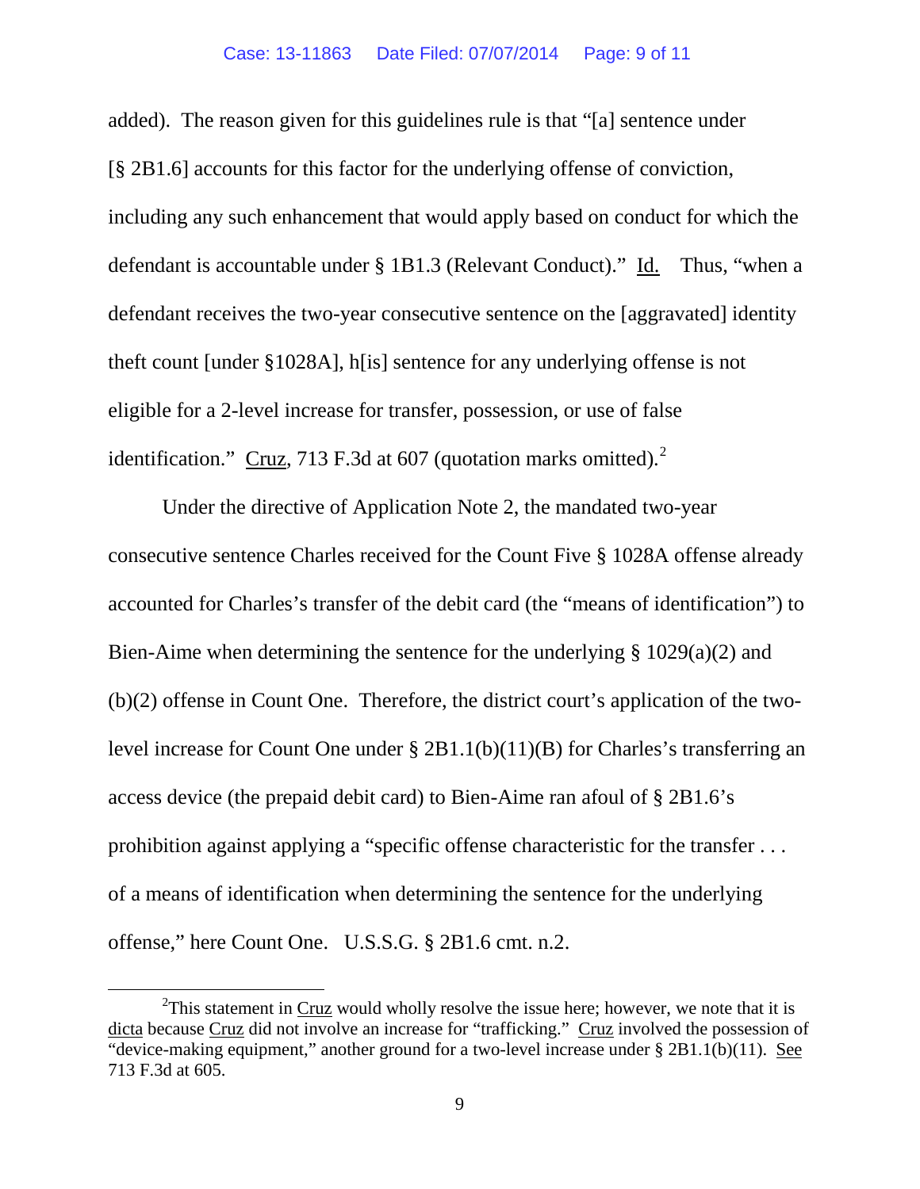added). The reason given for this guidelines rule is that "[a] sentence under [§ 2B1.6] accounts for this factor for the underlying offense of conviction, including any such enhancement that would apply based on conduct for which the defendant is accountable under § 1B1.3 (Relevant Conduct)." Id. Thus, "when a defendant receives the two-year consecutive sentence on the [aggravated] identity theft count [under §1028A], h[is] sentence for any underlying offense is not eligible for a 2-level increase for transfer, possession, or use of false identification." Cruz, 713 F.3d at 607 (quotation marks omitted).[2]

Under the directive of Application Note 2, the mandated two-year consecutive sentence Charles received for the Count Five § 1028A offense already accounted for Charles's transfer of the debit card (the "means of identification") to Bien-Aime when determining the sentence for the underlying § 1029(a)(2) and (b)(2) offense in Count One. Therefore, the district court's application of the two-level increase for Count One under § 2B1.1(b)(11)(B) for Charles's transferring an access device (the prepaid debit card) to Bien-Aime ran afoul of § 2B1.6's prohibition against applying a "specific offense characteristic for the transfer . . . of a means of identification when determining the sentence for the underlying offense," here Count One. U.S.S.G. § 2B1.6 cmt. n.2.

---

[2] This statement in Cruz would wholly resolve the issue here; however, we note that it is dicta because Cruz did not involve an increase for "trafficking." Cruz involved the possession of "device-making equipment," another ground for a two-level increase under § 2B1.1(b)(11). See 713 F.3d at 605.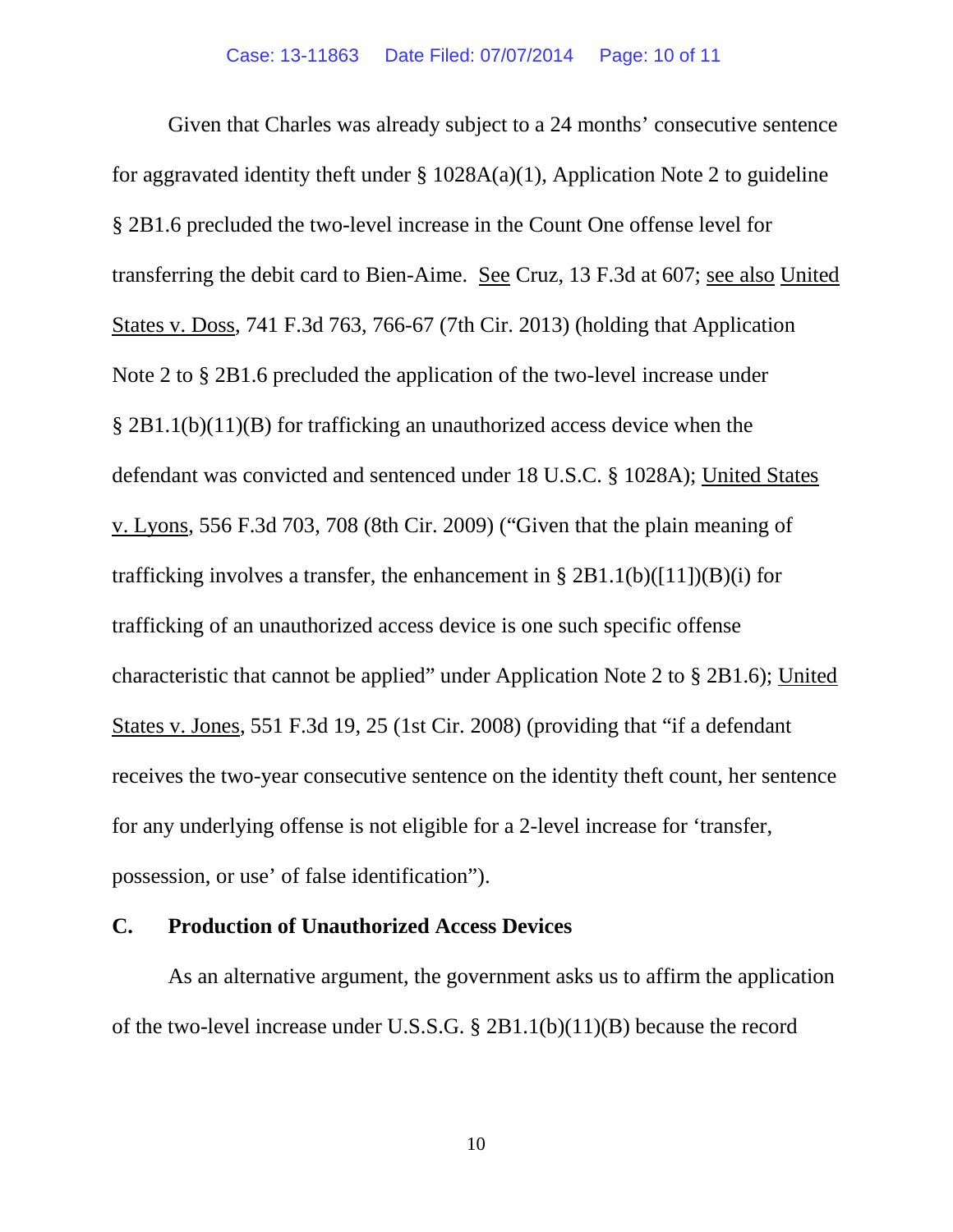Given that Charles was already subject to a 24 months' consecutive sentence for aggravated identity theft under § 1028A(a)(1), Application Note 2 to guideline § 2B1.6 precluded the two-level increase in the Count One offense level for transferring the debit card to Bien-Aime. See Cruz, 13 F.3d at 607; see also United States v. Doss, 741 F.3d 763, 766-67 (7th Cir. 2013) (holding that Application Note 2 to § 2B1.6 precluded the application of the two-level increase under § 2B1.1(b)(11)(B) for trafficking an unauthorized access device when the defendant was convicted and sentenced under 18 U.S.C. § 1028A); United States v. Lyons, 556 F.3d 703, 708 (8th Cir. 2009) ("Given that the plain meaning of trafficking involves a transfer, the enhancement in § 2B1.1(b)([11])(B)(i) for trafficking of an unauthorized access device is one such specific offense characteristic that cannot be applied" under Application Note 2 to § 2B1.6); United States v. Jones, 551 F.3d 19, 25 (1st Cir. 2008) (providing that "if a defendant receives the two-year consecutive sentence on the identity theft count, her sentence for any underlying offense is not eligible for a 2-level increase for 'transfer, possession, or use' of false identification").

## C. Production of Unauthorized Access Devices

As an alternative argument, the government asks us to affirm the application of the two-level increase under U.S.S.G. § 2B1.1(b)(11)(B) because the record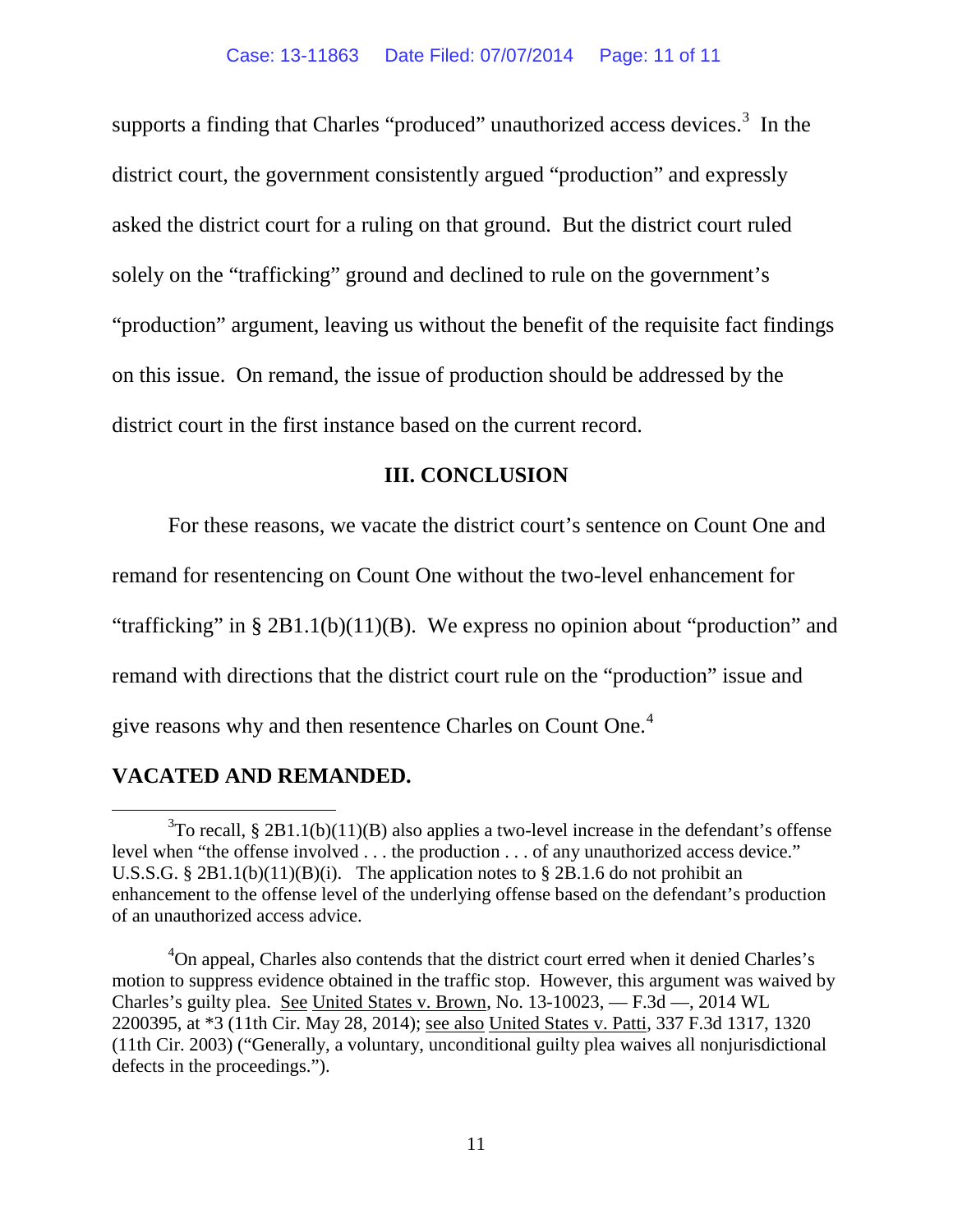supports a finding that Charles "produced" unauthorized access devices.[3] In the district court, the government consistently argued "production" and expressly asked the district court for a ruling on that ground. But the district court ruled solely on the "trafficking" ground and declined to rule on the government's "production" argument, leaving us without the benefit of the requisite fact findings on this issue. On remand, the issue of production should be addressed by the district court in the first instance based on the current record.

## III. CONCLUSION

For these reasons, we vacate the district court's sentence on Count One and remand for resentencing on Count One without the two-level enhancement for "trafficking" in § 2B1.1(b)(11)(B). We express no opinion about "production" and remand with directions that the district court rule on the "production" issue and give reasons why and then resentence Charles on Count One.[4]

**VACATED AND REMANDED.**

---

[3]To recall, § 2B1.1(b)(11)(B) also applies a two-level increase in the defendant's offense level when "the offense involved . . . the production . . . of any unauthorized access device." U.S.S.G. § 2B1.1(b)(11)(B)(i). The application notes to § 2B.1.6 do not prohibit an enhancement to the offense level of the underlying offense based on the defendant's production of an unauthorized access advice.

[4]On appeal, Charles also contends that the district court erred when it denied Charles's motion to suppress evidence obtained in the traffic stop. However, this argument was waived by Charles's guilty plea. See United States v. Brown, No. 13-10023, — F.3d —, 2014 WL 2200395, at *3 (11th Cir. May 28, 2014); see also United States v. Patti, 337 F.3d 1317, 1320 (11th Cir. 2003) ("Generally, a voluntary, unconditional guilty plea waives all nonjurisdictional defects in the proceedings.").